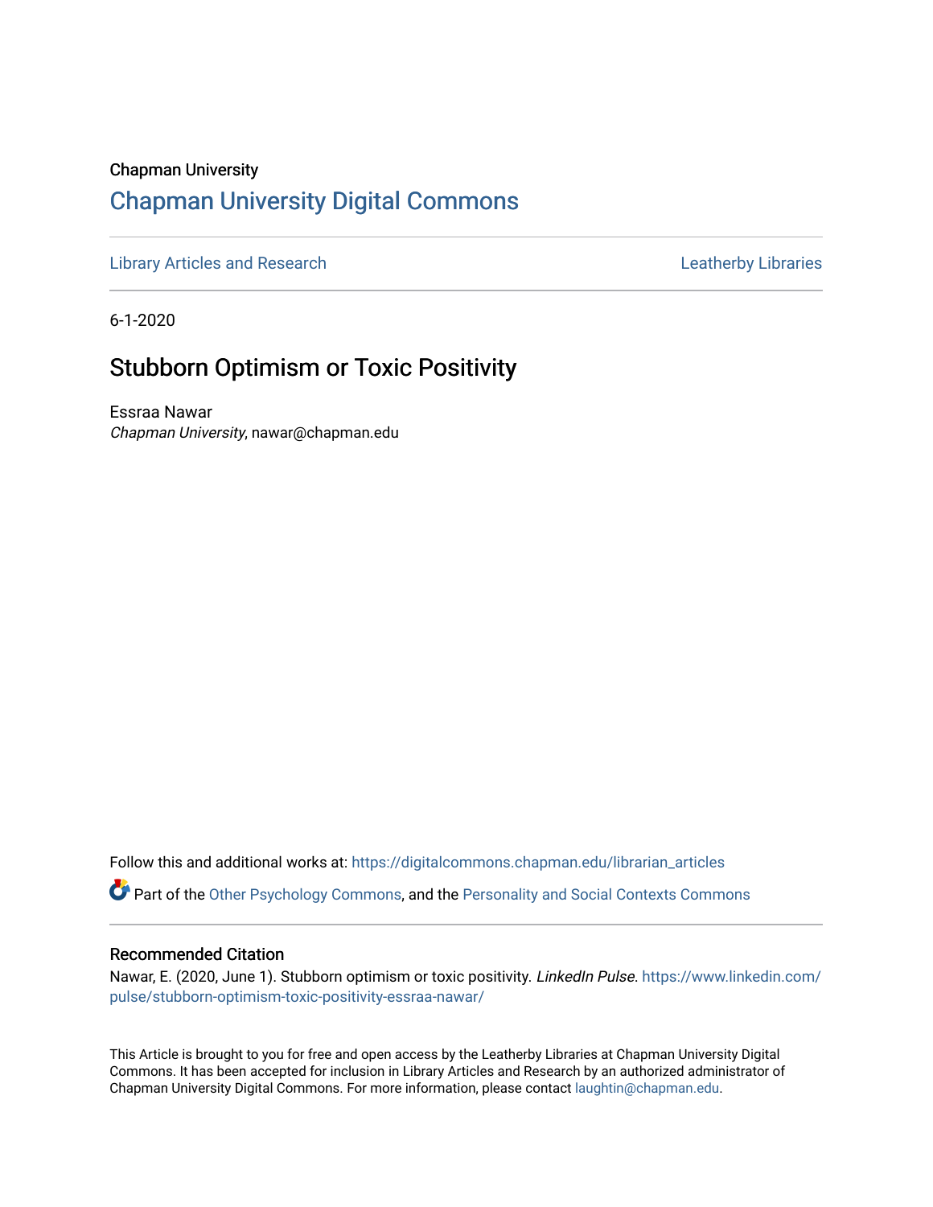Chapman University

# Chapman University Digital Commons

Library Articles and Research | Leatherby Libraries

6-1-2020

## Stubborn Optimism or Toxic Positivity

Essraa Nawar
*Chapman University*, nawar@chapman.edu

Follow this and additional works at: https://digitalcommons.chapman.edu/librarian_articles

Part of the Other Psychology Commons, and the Personality and Social Contexts Commons

### Recommended Citation

Nawar, E. (2020, June 1). Stubborn optimism or toxic positivity. *LinkedIn Pulse*. https://www.linkedin.com/pulse/stubborn-optimism-toxic-positivity-essraa-nawar/

This Article is brought to you for free and open access by the Leatherby Libraries at Chapman University Digital Commons. It has been accepted for inclusion in Library Articles and Research by an authorized administrator of Chapman University Digital Commons. For more information, please contact laughtin@chapman.edu.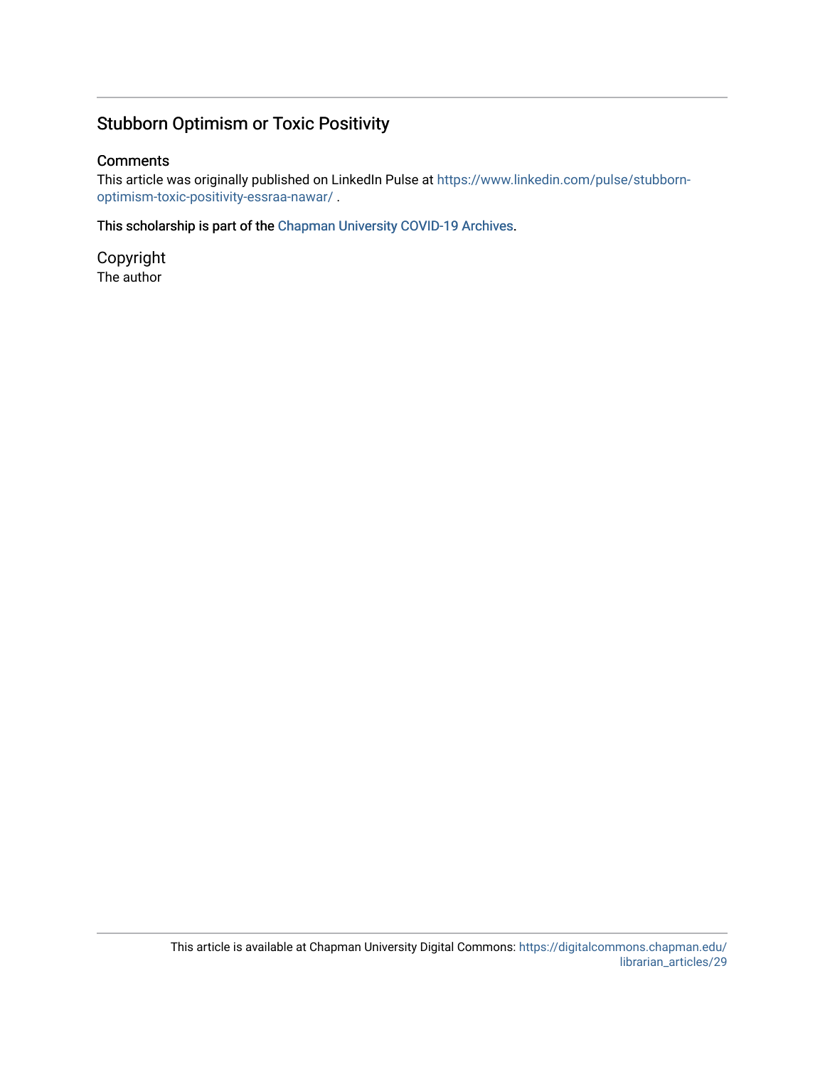## Stubborn Optimism or Toxic Positivity

### Comments

This article was originally published on LinkedIn Pulse at https://www.linkedin.com/pulse/stubborn-optimism-toxic-positivity-essraa-nawar/ .

This scholarship is part of the Chapman University COVID-19 Archives.

### Copyright

The author

This article is available at Chapman University Digital Commons: https://digitalcommons.chapman.edu/librarian_articles/29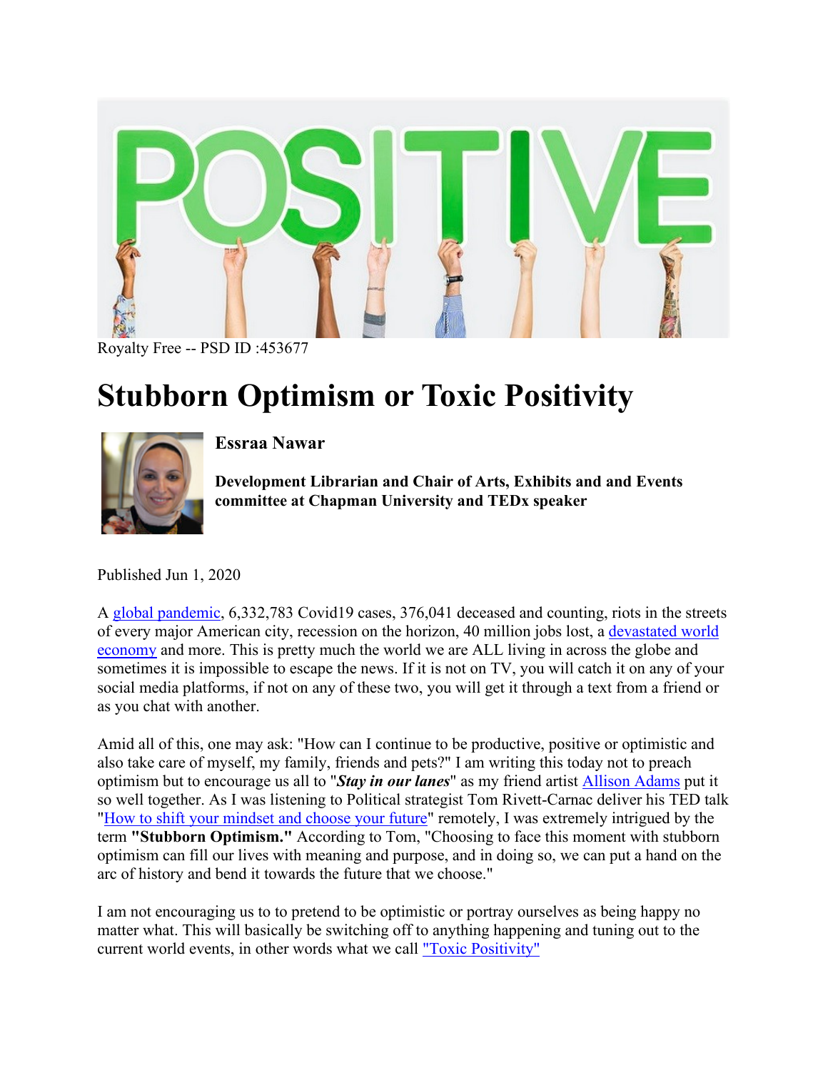Royalty Free -- PSD ID :453677

# Stubborn Optimism or Toxic Positivity

**Essraa Nawar**

**Development Librarian and Chair of Arts, Exhibits and and Events committee at Chapman University and TEDx speaker**

Published Jun 1, 2020

A global pandemic, 6,332,783 Covid19 cases, 376,041 deceased and counting, riots in the streets of every major American city, recession on the horizon, 40 million jobs lost, a devastated world economy and more. This is pretty much the world we are ALL living in across the globe and sometimes it is impossible to escape the news. If it is not on TV, you will catch it on any of your social media platforms, if not on any of these two, you will get it through a text from a friend or as you chat with another.

Amid all of this, one may ask: "How can I continue to be productive, positive or optimistic and also take care of myself, my family, friends and pets?" I am writing this today not to preach optimism but to encourage us all to "***Stay in our lanes***" as my friend artist Allison Adams put it so well together. As I was listening to Political strategist Tom Rivett-Carnac deliver his TED talk "How to shift your mindset and choose your future" remotely, I was extremely intrigued by the term **"Stubborn Optimism."** According to Tom, "Choosing to face this moment with stubborn optimism can fill our lives with meaning and purpose, and in doing so, we can put a hand on the arc of history and bend it towards the future that we choose."

I am not encouraging us to to pretend to be optimistic or portray ourselves as being happy no matter what. This will basically be switching off to anything happening and tuning out to the current world events, in other words what we call "Toxic Positivity"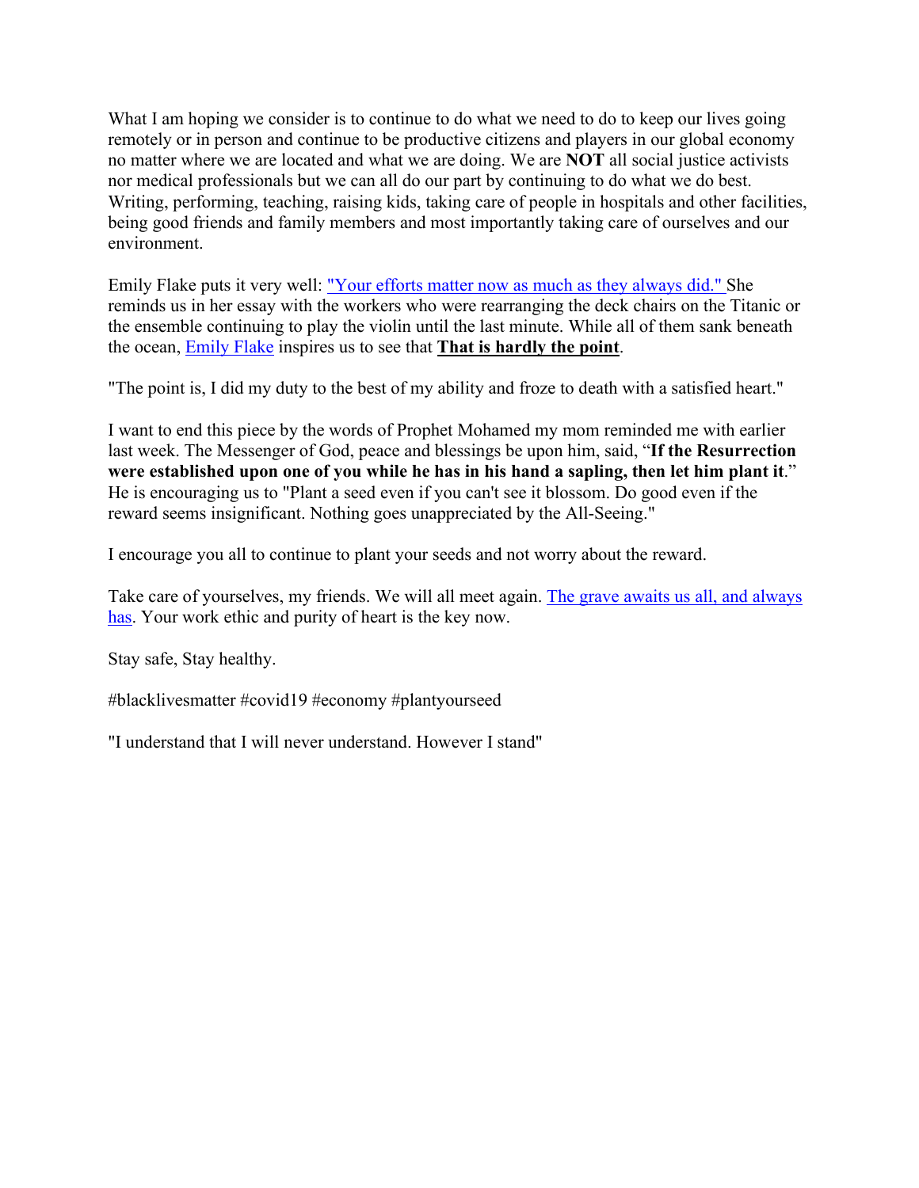What I am hoping we consider is to continue to do what we need to do to keep our lives going remotely or in person and continue to be productive citizens and players in our global economy no matter where we are located and what we are doing. We are **NOT** all social justice activists nor medical professionals but we can all do our part by continuing to do what we do best. Writing, performing, teaching, raising kids, taking care of people in hospitals and other facilities, being good friends and family members and most importantly taking care of ourselves and our environment.

Emily Flake puts it very well: "Your efforts matter now as much as they always did." She reminds us in her essay with the workers who were rearranging the deck chairs on the Titanic or the ensemble continuing to play the violin until the last minute. While all of them sank beneath the ocean, Emily Flake inspires us to see that **That is hardly the point**.

"The point is, I did my duty to the best of my ability and froze to death with a satisfied heart."

I want to end this piece by the words of Prophet Mohamed my mom reminded me with earlier last week. The Messenger of God, peace and blessings be upon him, said, "**If the Resurrection were established upon one of you while he has in his hand a sapling, then let him plant it**." He is encouraging us to "Plant a seed even if you can't see it blossom. Do good even if the reward seems insignificant. Nothing goes unappreciated by the All-Seeing."

I encourage you all to continue to plant your seeds and not worry about the reward.

Take care of yourselves, my friends. We will all meet again. The grave awaits us all, and always has. Your work ethic and purity of heart is the key now.

Stay safe, Stay healthy.

#blacklivesmatter #covid19 #economy #plantyourseed

"I understand that I will never understand. However I stand"